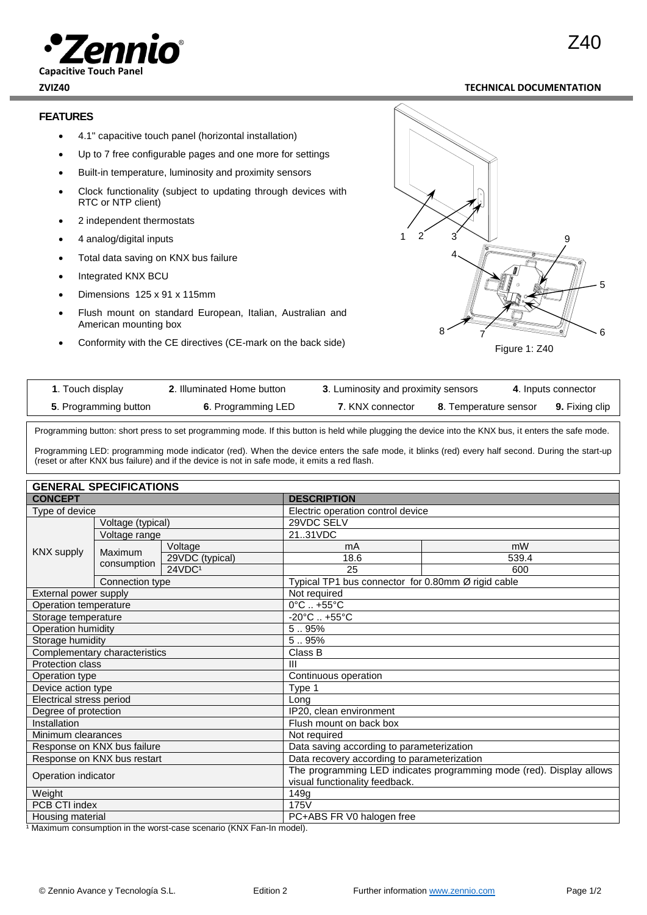# Zennio

**Capacitive Touch Panel**

**ZVIZ40**

# Z40

**TECHNICAL DOCUMENTATION**

## FEATURES

- 4.1" capacitive touch panel (horizontal installation)
- Up to 7 free configurable pages and one more for settings
- Built-in temperature, luminosity and proximity sensors
- Clock functionality (subject to updating through devices with RTC or NTP client)
- 2 independent thermostats
- 4 analog/digital inputs
- Total data saving on KNX bus failure
- Integrated KNX BCU
- Dimensions 125 x 91 x 115mm
- Flush mount on standard European, Italian, Australian and American mounting box
- Conformity with the CE directives (CE-mark on the back side)

Figure 1: Z40

| **1**. Touch display | **2**. Illuminated Home button | **3**. Luminosity and proximity sensors | **4**. Inputs connector | |
|---|---|---|---|---|
| **5**. Programming button | **6**. Programming LED | **7**. KNX connector | **8**. Temperature sensor | **9.** Fixing clip |

Programming button: short press to set programming mode. If this button is held while plugging the device into the KNX bus, it enters the safe mode.

Programming LED: programming mode indicator (red). When the device enters the safe mode, it blinks (red) every half second. During the start-up (reset or after KNX bus failure) and if the device is not in safe mode, it emits a red flash.

## GENERAL SPECIFICATIONS

| CONCEPT | | | DESCRIPTION | |
|---|---|---|---|---|
| Type of device | | | Electric operation control device | |
| KNX supply | Voltage (typical) | | 29VDC SELV | |
| | Voltage range | | 21..31VDC | |
| | Maximum consumption | Voltage | mA | mW |
| | | 29VDC (typical) | 18.6 | 539.4 |
| | | 24VDC[1] | 25 | 600 |
| | Connection type | | Typical TP1 bus connector for 0.80mm Ø rigid cable | |
| External power supply | | | Not required | |
| Operation temperature | | | 0°C .. +55°C | |
| Storage temperature | | | -20°C .. +55°C | |
| Operation humidity | | | 5 .. 95% | |
| Storage humidity | | | 5 .. 95% | |
| Complementary characteristics | | | Class B | |
| Protection class | | | III | |
| Operation type | | | Continuous operation | |
| Device action type | | | Type 1 | |
| Electrical stress period | | | Long | |
| Degree of protection | | | IP20, clean environment | |
| Installation | | | Flush mount on back box | |
| Minimum clearances | | | Not required | |
| Response on KNX bus failure | | | Data saving according to parameterization | |
| Response on KNX bus restart | | | Data recovery according to parameterization | |
| Operation indicator | | | The programming LED indicates programming mode (red). Display allows visual functionality feedback. | |
| Weight | | | 149g | |
| PCB CTI index | | | 175V | |
| Housing material | | | PC+ABS FR V0 halogen free | |

[1] Maximum consumption in the worst-case scenario (KNX Fan-In model).

© Zennio Avance y Tecnología S.L. Edition 2 Further information www.zennio.com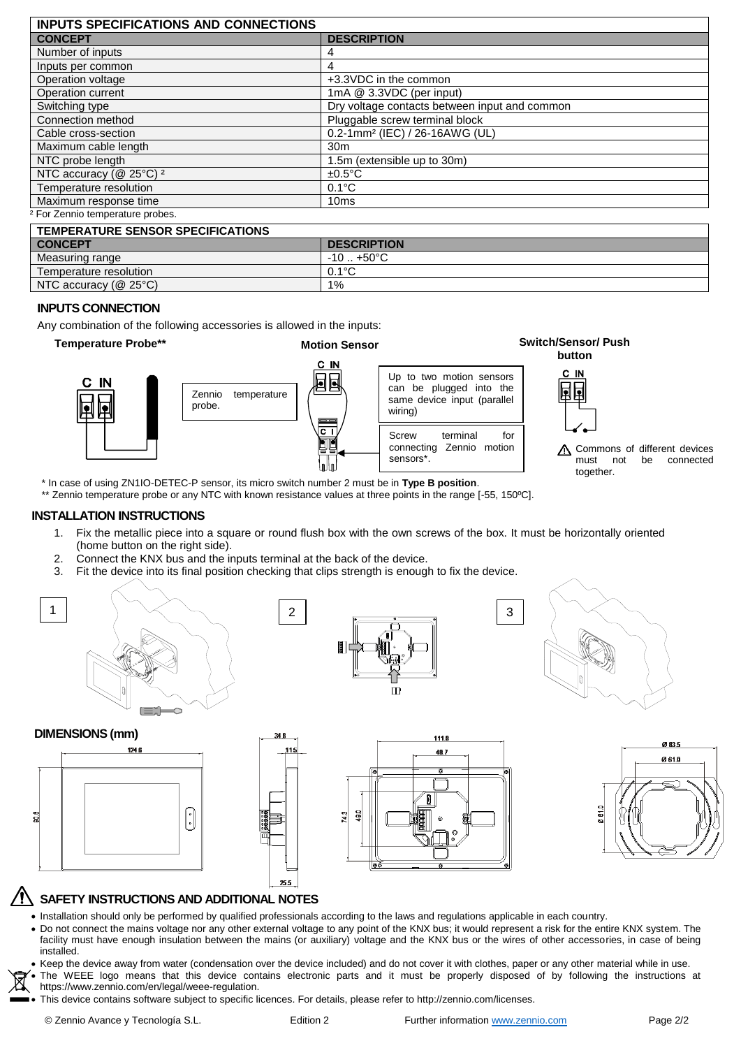| INPUTS SPECIFICATIONS AND CONNECTIONS | |
|---|---|
| **CONCEPT** | **DESCRIPTION** |
| Number of inputs | 4 |
| Inputs per common | 4 |
| Operation voltage | +3.3VDC in the common |
| Operation current | 1mA @ 3.3VDC (per input) |
| Switching type | Dry voltage contacts between input and common |
| Connection method | Pluggable screw terminal block |
| Cable cross-section | 0.2-1mm² (IEC) / 26-16AWG (UL) |
| Maximum cable length | 30m |
| NTC probe length | 1.5m (extensible up to 30m) |
| NTC accuracy (@ 25°C) [2] | ±0.5°C |
| Temperature resolution | 0.1°C |
| Maximum response time | 10ms |

[2] For Zennio temperature probes.

| TEMPERATURE SENSOR SPECIFICATIONS | |
|---|---|
| **CONCEPT** | **DESCRIPTION** |
| Measuring range | -10 .. +50°C |
| Temperature resolution | 0.1°C |
| NTC accuracy (@ 25°C) | 1% |

## INPUTS CONNECTION

Any combination of the following accessories is allowed in the inputs:

**Temperature Probe****

C IN

Zennio temperature probe.

**Motion Sensor**

C IN

C I

Up to two motion sensors can be plugged into the same device input (parallel wiring)

Screw terminal for connecting Zennio motion sensors*.

**Switch/Sensor/ Push button**

C IN

⚠ Commons of different devices must not be connected together.

\* In case of using ZN1IO-DETEC-P sensor, its micro switch number 2 must be in **Type B position**.

** Zennio temperature probe or any NTC with known resistance values at three points in the range [-55, 150ºC].

## INSTALLATION INSTRUCTIONS

1. Fix the metallic piece into a square or round flush box with the own screws of the box. It must be horizontally oriented (home button on the right side).
2. Connect the KNX bus and the inputs terminal at the back of the device.
3. Fit the device into its final position checking that clips strength is enough to fix the device.

1

2

3

## DIMENSIONS (mm)

124.6

80.8

34.8

11.5

25.5

111.8

48.7

74.3

49.0

Ø 83.5

Ø 61.0

Ø 61.0

## SAFETY INSTRUCTIONS AND ADDITIONAL NOTES

- Installation should only be performed by qualified professionals according to the laws and regulations applicable in each country.
- Do not connect the mains voltage nor any other external voltage to any point of the KNX bus; it would represent a risk for the entire KNX system. The facility must have enough insulation between the mains (or auxiliary) voltage and the KNX bus or the wires of other accessories, in case of being installed.
- Keep the device away from water (condensation over the device included) and do not cover it with clothes, paper or any other material while in use.
- The WEEE logo means that this device contains electronic parts and it must be properly disposed of by following the instructions at https://www.zennio.com/en/legal/weee-regulation.
- This device contains software subject to specific licences. For details, please refer to http://zennio.com/licenses.

© Zennio Avance y Tecnología S.L. Edition 2 Further information www.zennio.com